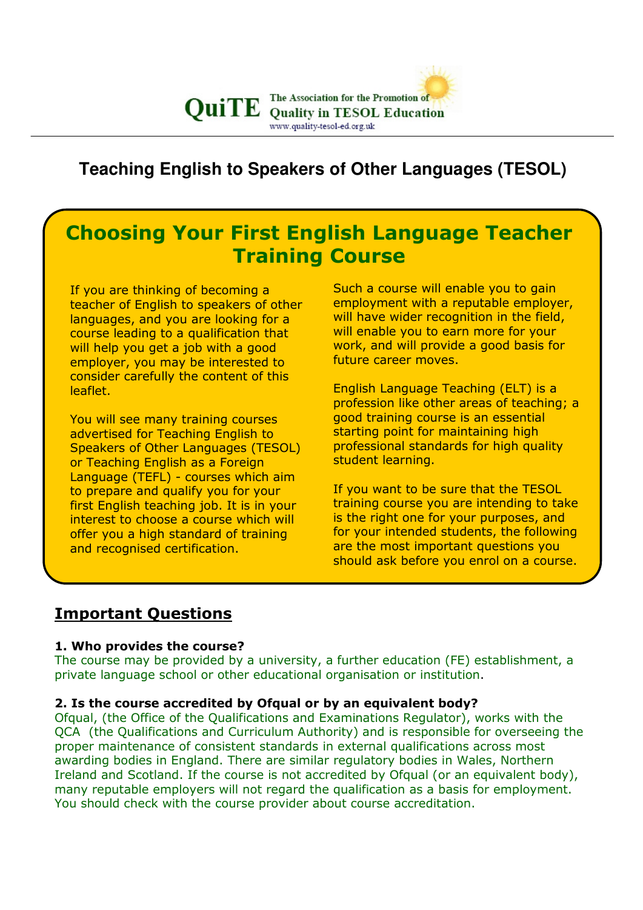QuiTE The Association for the Promotion of Quality in TESOL Education
www.quality-tesol-ed.org.uk

# Teaching English to Speakers of Other Languages (TESOL)

## Choosing Your First English Language Teacher Training Course

If you are thinking of becoming a teacher of English to speakers of other languages, and you are looking for a course leading to a qualification that will help you get a job with a good employer, you may be interested to consider carefully the content of this leaflet.

You will see many training courses advertised for Teaching English to Speakers of Other Languages (TESOL) or Teaching English as a Foreign Language (TEFL) - courses which aim to prepare and qualify you for your first English teaching job. It is in your interest to choose a course which will offer you a high standard of training and recognised certification.

Such a course will enable you to gain employment with a reputable employer, will have wider recognition in the field, will enable you to earn more for your work, and will provide a good basis for future career moves.

English Language Teaching (ELT) is a profession like other areas of teaching; a good training course is an essential starting point for maintaining high professional standards for high quality student learning.

If you want to be sure that the TESOL training course you are intending to take is the right one for your purposes, and for your intended students, the following are the most important questions you should ask before you enrol on a course.

## Important Questions

**1. Who provides the course?**

The course may be provided by a university, a further education (FE) establishment, a private language school or other educational organisation or institution.

**2. Is the course accredited by Ofqual or by an equivalent body?**

Ofqual, (the Office of the Qualifications and Examinations Regulator), works with the QCA (the Qualifications and Curriculum Authority) and is responsible for overseeing the proper maintenance of consistent standards in external qualifications across most awarding bodies in England. There are similar regulatory bodies in Wales, Northern Ireland and Scotland. If the course is not accredited by Ofqual (or an equivalent body), many reputable employers will not regard the qualification as a basis for employment. You should check with the course provider about course accreditation.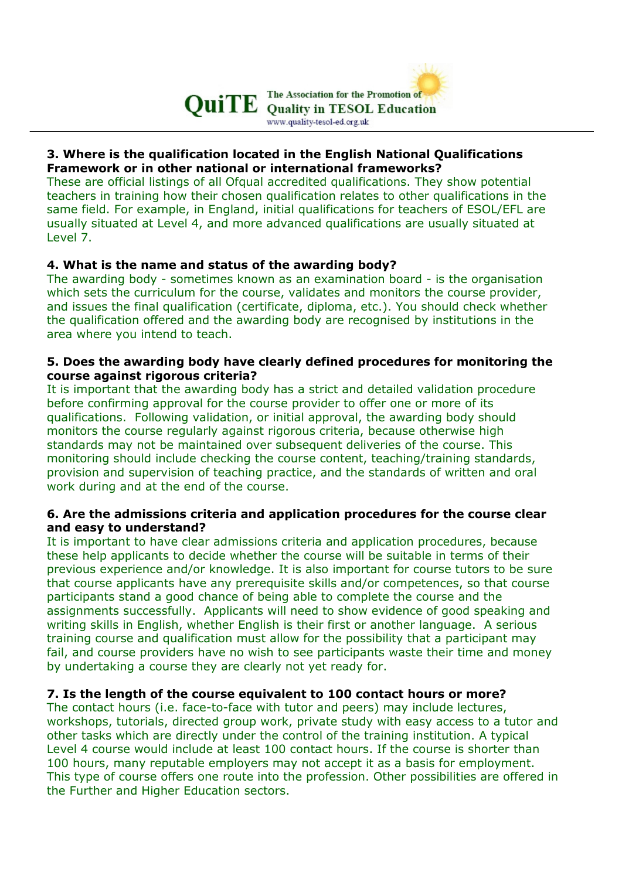**3. Where is the qualification located in the English National Qualifications Framework or in other national or international frameworks?**
These are official listings of all Ofqual accredited qualifications. They show potential teachers in training how their chosen qualification relates to other qualifications in the same field. For example, in England, initial qualifications for teachers of ESOL/EFL are usually situated at Level 4, and more advanced qualifications are usually situated at Level 7.

**4. What is the name and status of the awarding body?**
The awarding body - sometimes known as an examination board - is the organisation which sets the curriculum for the course, validates and monitors the course provider, and issues the final qualification (certificate, diploma, etc.). You should check whether the qualification offered and the awarding body are recognised by institutions in the area where you intend to teach.

**5. Does the awarding body have clearly defined procedures for monitoring the course against rigorous criteria?**
It is important that the awarding body has a strict and detailed validation procedure before confirming approval for the course provider to offer one or more of its qualifications. Following validation, or initial approval, the awarding body should monitors the course regularly against rigorous criteria, because otherwise high standards may not be maintained over subsequent deliveries of the course. This monitoring should include checking the course content, teaching/training standards, provision and supervision of teaching practice, and the standards of written and oral work during and at the end of the course.

**6. Are the admissions criteria and application procedures for the course clear and easy to understand?**
It is important to have clear admissions criteria and application procedures, because these help applicants to decide whether the course will be suitable in terms of their previous experience and/or knowledge. It is also important for course tutors to be sure that course applicants have any prerequisite skills and/or competences, so that course participants stand a good chance of being able to complete the course and the assignments successfully. Applicants will need to show evidence of good speaking and writing skills in English, whether English is their first or another language. A serious training course and qualification must allow for the possibility that a participant may fail, and course providers have no wish to see participants waste their time and money by undertaking a course they are clearly not yet ready for.

**7. Is the length of the course equivalent to 100 contact hours or more?**
The contact hours (i.e. face-to-face with tutor and peers) may include lectures, workshops, tutorials, directed group work, private study with easy access to a tutor and other tasks which are directly under the control of the training institution. A typical Level 4 course would include at least 100 contact hours. If the course is shorter than 100 hours, many reputable employers may not accept it as a basis for employment. This type of course offers one route into the profession. Other possibilities are offered in the Further and Higher Education sectors.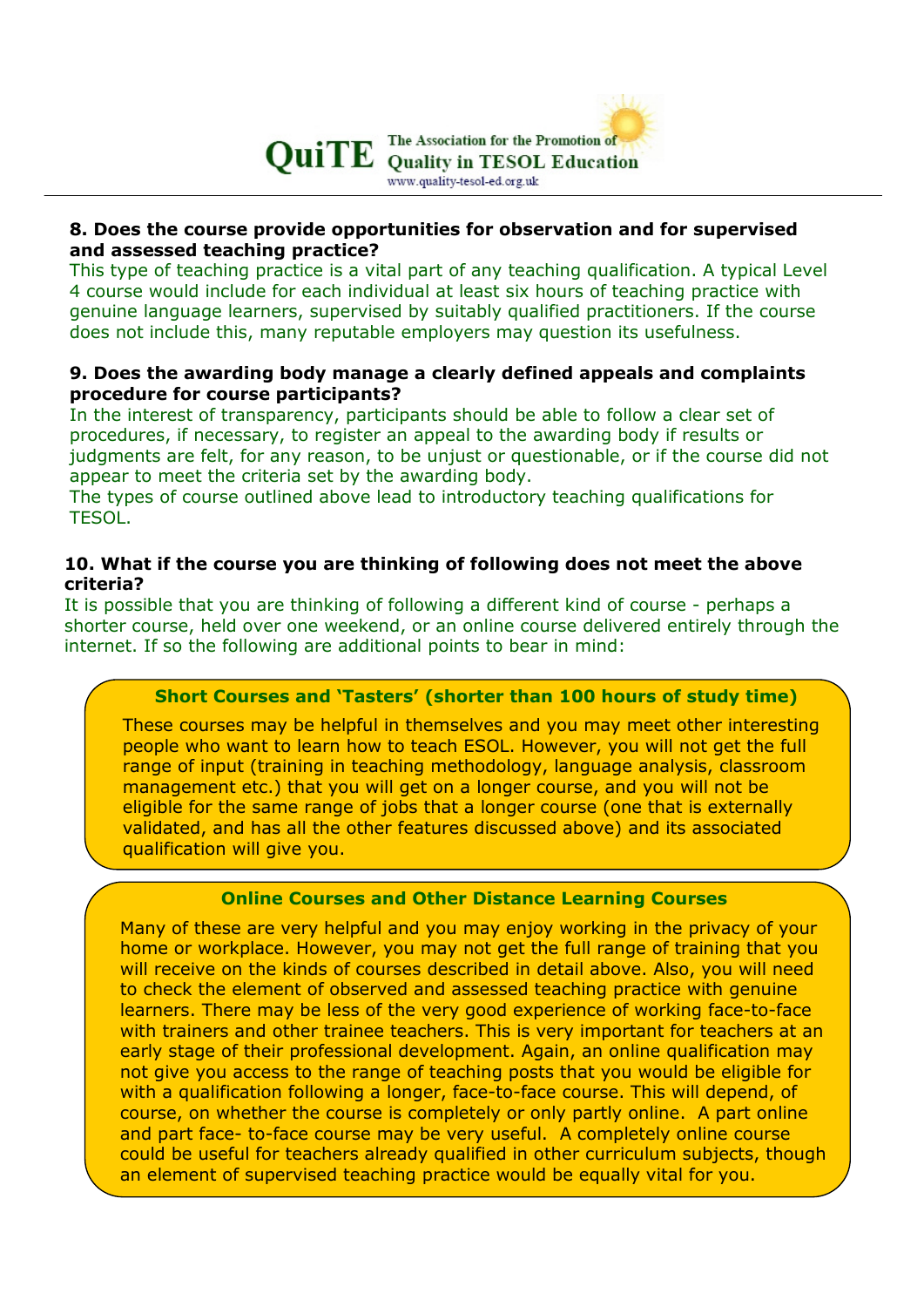**8. Does the course provide opportunities for observation and for supervised and assessed teaching practice?**

This type of teaching practice is a vital part of any teaching qualification. A typical Level 4 course would include for each individual at least six hours of teaching practice with genuine language learners, supervised by suitably qualified practitioners. If the course does not include this, many reputable employers may question its usefulness.

**9. Does the awarding body manage a clearly defined appeals and complaints procedure for course participants?**

In the interest of transparency, participants should be able to follow a clear set of procedures, if necessary, to register an appeal to the awarding body if results or judgments are felt, for any reason, to be unjust or questionable, or if the course did not appear to meet the criteria set by the awarding body.

The types of course outlined above lead to introductory teaching qualifications for TESOL.

**10. What if the course you are thinking of following does not meet the above criteria?**

It is possible that you are thinking of following a different kind of course - perhaps a shorter course, held over one weekend, or an online course delivered entirely through the internet. If so the following are additional points to bear in mind:

**Short Courses and 'Tasters' (shorter than 100 hours of study time)**

These courses may be helpful in themselves and you may meet other interesting people who want to learn how to teach ESOL. However, you will not get the full range of input (training in teaching methodology, language analysis, classroom management etc.) that you will get on a longer course, and you will not be eligible for the same range of jobs that a longer course (one that is externally validated, and has all the other features discussed above) and its associated qualification will give you.

**Online Courses and Other Distance Learning Courses**

Many of these are very helpful and you may enjoy working in the privacy of your home or workplace. However, you may not get the full range of training that you will receive on the kinds of courses described in detail above. Also, you will need to check the element of observed and assessed teaching practice with genuine learners. There may be less of the very good experience of working face-to-face with trainers and other trainee teachers. This is very important for teachers at an early stage of their professional development. Again, an online qualification may not give you access to the range of teaching posts that you would be eligible for with a qualification following a longer, face-to-face course. This will depend, of course, on whether the course is completely or only partly online. A part online and part face- to-face course may be very useful. A completely online course could be useful for teachers already qualified in other curriculum subjects, though an element of supervised teaching practice would be equally vital for you.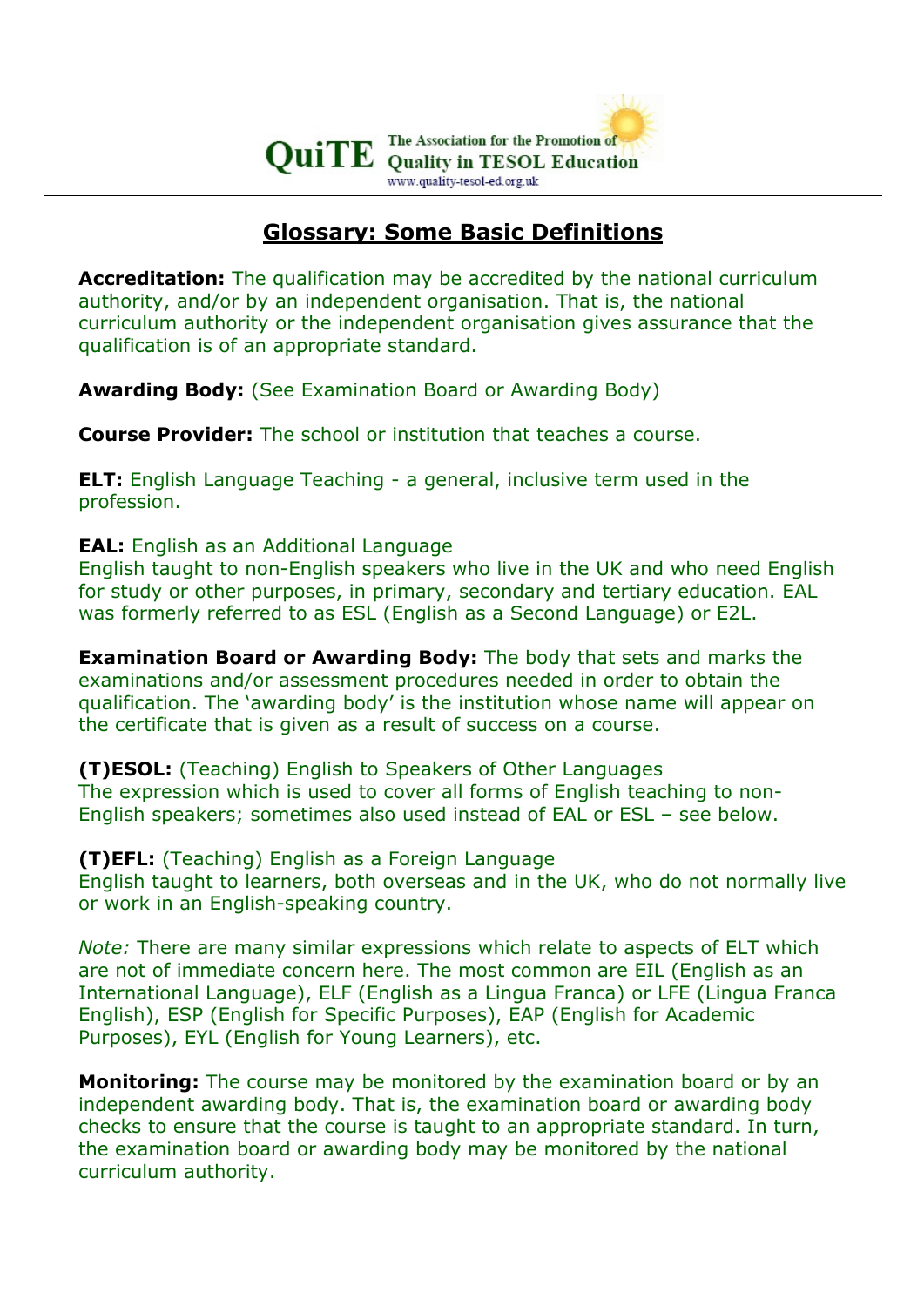QuiTE The Association for the Promotion of Quality in TESOL Education
www.quality-tesol-ed.org.uk

## Glossary: Some Basic Definitions

**Accreditation:** The qualification may be accredited by the national curriculum authority, and/or by an independent organisation. That is, the national curriculum authority or the independent organisation gives assurance that the qualification is of an appropriate standard.

**Awarding Body:** (See Examination Board or Awarding Body)

**Course Provider:** The school or institution that teaches a course.

**ELT:** English Language Teaching - a general, inclusive term used in the profession.

**EAL:** English as an Additional Language
English taught to non-English speakers who live in the UK and who need English for study or other purposes, in primary, secondary and tertiary education. EAL was formerly referred to as ESL (English as a Second Language) or E2L.

**Examination Board or Awarding Body:** The body that sets and marks the examinations and/or assessment procedures needed in order to obtain the qualification. The 'awarding body' is the institution whose name will appear on the certificate that is given as a result of success on a course.

**(T)ESOL:** (Teaching) English to Speakers of Other Languages
The expression which is used to cover all forms of English teaching to non-English speakers; sometimes also used instead of EAL or ESL – see below.

**(T)EFL:** (Teaching) English as a Foreign Language
English taught to learners, both overseas and in the UK, who do not normally live or work in an English-speaking country.

*Note:* There are many similar expressions which relate to aspects of ELT which are not of immediate concern here. The most common are EIL (English as an International Language), ELF (English as a Lingua Franca) or LFE (Lingua Franca English), ESP (English for Specific Purposes), EAP (English for Academic Purposes), EYL (English for Young Learners), etc.

**Monitoring:** The course may be monitored by the examination board or by an independent awarding body. That is, the examination board or awarding body checks to ensure that the course is taught to an appropriate standard. In turn, the examination board or awarding body may be monitored by the national curriculum authority.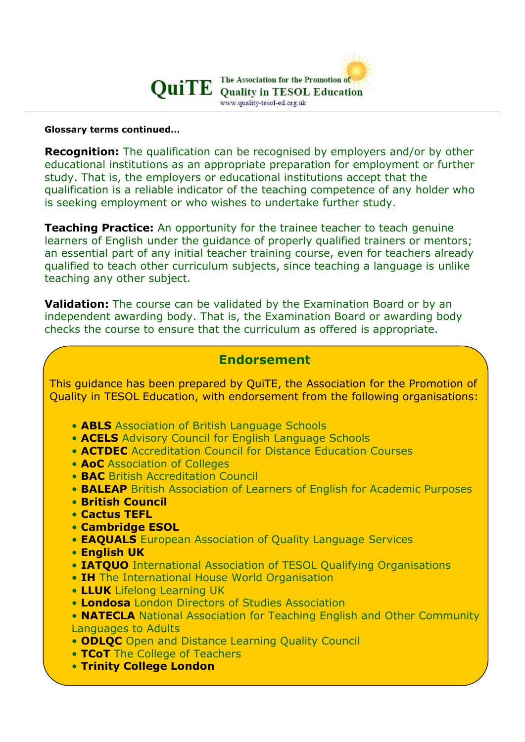**Glossary terms continued…**

**Recognition:** The qualification can be recognised by employers and/or by other educational institutions as an appropriate preparation for employment or further study. That is, the employers or educational institutions accept that the qualification is a reliable indicator of the teaching competence of any holder who is seeking employment or who wishes to undertake further study.

**Teaching Practice:** An opportunity for the trainee teacher to teach genuine learners of English under the guidance of properly qualified trainers or mentors; an essential part of any initial teacher training course, even for teachers already qualified to teach other curriculum subjects, since teaching a language is unlike teaching any other subject.

**Validation:** The course can be validated by the Examination Board or by an independent awarding body. That is, the Examination Board or awarding body checks the course to ensure that the curriculum as offered is appropriate.

## Endorsement

This guidance has been prepared by QuiTE, the Association for the Promotion of Quality in TESOL Education, with endorsement from the following organisations:

- **ABLS** Association of British Language Schools
- **ACELS** Advisory Council for English Language Schools
- **ACTDEC** Accreditation Council for Distance Education Courses
- **AoC** Association of Colleges
- **BAC** British Accreditation Council
- **BALEAP** British Association of Learners of English for Academic Purposes
- **British Council**
- **Cactus TEFL**
- **Cambridge ESOL**
- **EAQUALS** European Association of Quality Language Services
- **English UK**
- **IATQUO** International Association of TESOL Qualifying Organisations
- **IH** The International House World Organisation
- **LLUK** Lifelong Learning UK
- **Londosa** London Directors of Studies Association
- **NATECLA** National Association for Teaching English and Other Community Languages to Adults
- **ODLQC** Open and Distance Learning Quality Council
- **TCoT** The College of Teachers
- **Trinity College London**